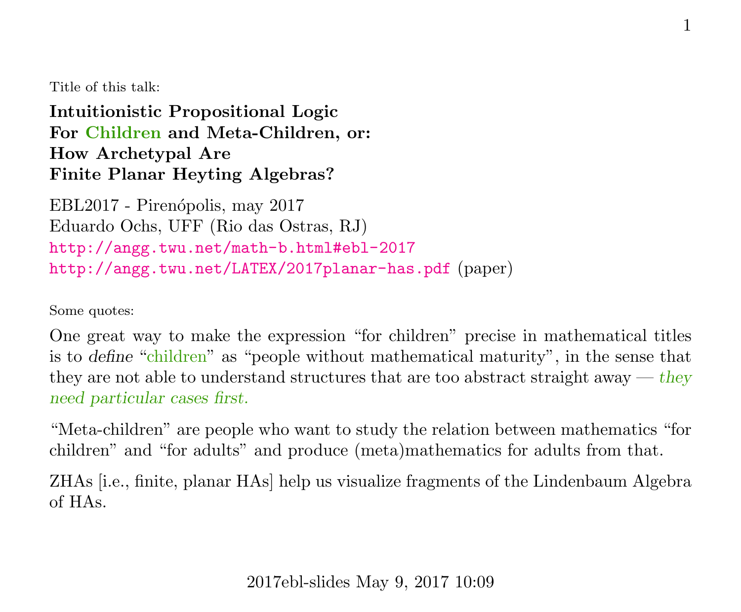Title of this talk:

**Intuitionistic Propositional Logic**
**For Children and Meta-Children, or:**
**How Archetypal Are**
**Finite Planar Heyting Algebras?**

EBL2017 - Pirenópolis, may 2017
Eduardo Ochs, UFF (Rio das Ostras, RJ)
http://angg.twu.net/math-b.html#ebl-2017
http://angg.twu.net/LATEX/2017planar-has.pdf (paper)

Some quotes:

One great way to make the expression "for children" precise in mathematical titles is to *define* "children" as "people without mathematical maturity", in the sense that they are not able to understand structures that are too abstract straight away — *they need particular cases first.*

"Meta-children" are people who want to study the relation between mathematics "for children" and "for adults" and produce (meta)mathematics for adults from that.

ZHAs [i.e., finite, planar HAs] help us visualize fragments of the Lindenbaum Algebra of HAs.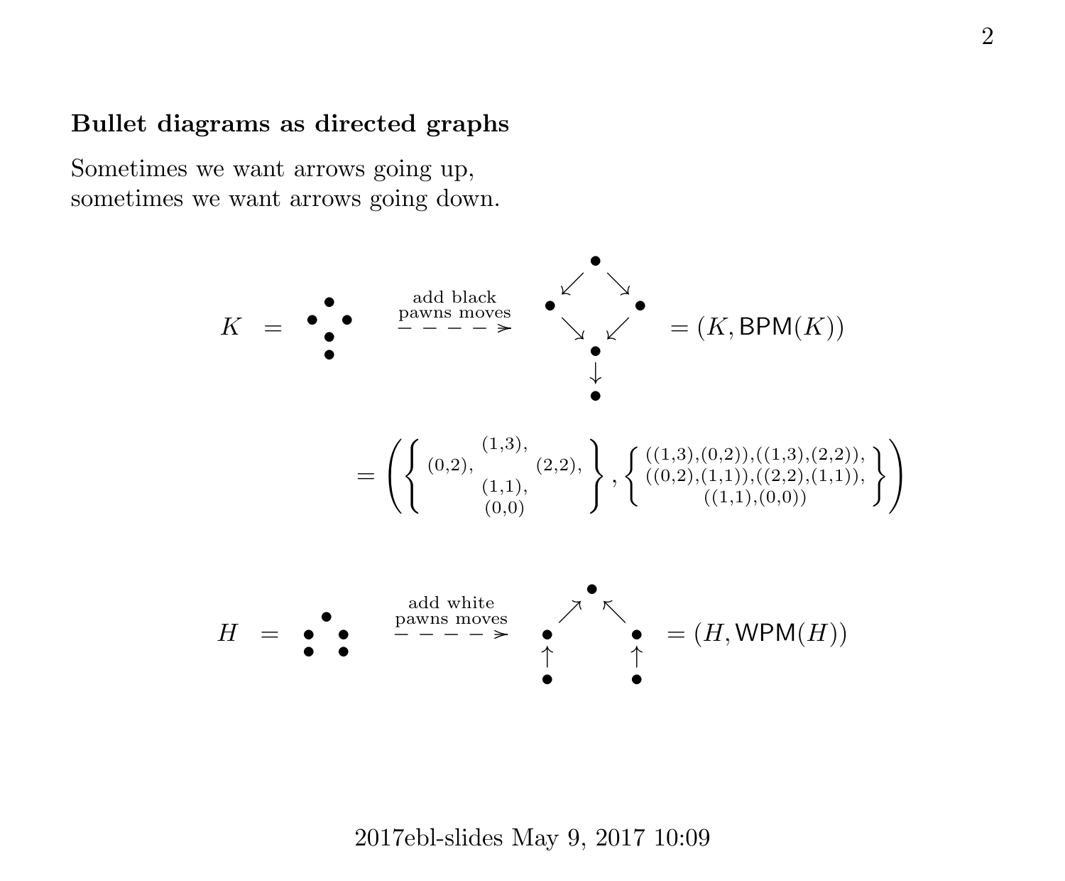### Bullet diagrams as directed graphs

Sometimes we want arrows going up,
sometimes we want arrows going down.

$$K \;=\; \begin{smallmatrix} & \bullet & \\ \bullet & & \bullet \\ & \bullet & \\ & \bullet & \end{smallmatrix} \quad \overset{\text{add black pawns moves}}{\dashrightarrow} \quad \begin{smallmatrix} & \bullet & \\ \swarrow & & \searrow \\ \bullet & & \bullet \\ \searrow & & \swarrow \\ & \bullet & \\ & \downarrow & \\ & \bullet & \end{smallmatrix} \;=\; (K, \mathsf{BPM}(K))$$

$$= \left( \left\{ \begin{smallmatrix} & (1,3), & \\ (0,2), & & (2,2), \\ & (1,1), & \\ & (0,0) & \end{smallmatrix} \right\}, \left\{ \begin{smallmatrix} ((1,3),(0,2)),((1,3),(2,2)), \\ ((0,2),(1,1)),((2,2),(1,1)), \\ ((1,1),(0,0)) \end{smallmatrix} \right\} \right)$$

$$H \;=\; \begin{smallmatrix} & \bullet & \\ \bullet & & \bullet \\ \bullet & & \bullet \end{smallmatrix} \quad \overset{\text{add white pawns moves}}{\dashrightarrow} \quad \begin{smallmatrix} & \bullet & \\ \nearrow & & \nwarrow \\ \bullet & & \bullet \\ \uparrow & & \uparrow \\ \bullet & & \bullet \end{smallmatrix} \;=\; (H, \mathsf{WPM}(H))$$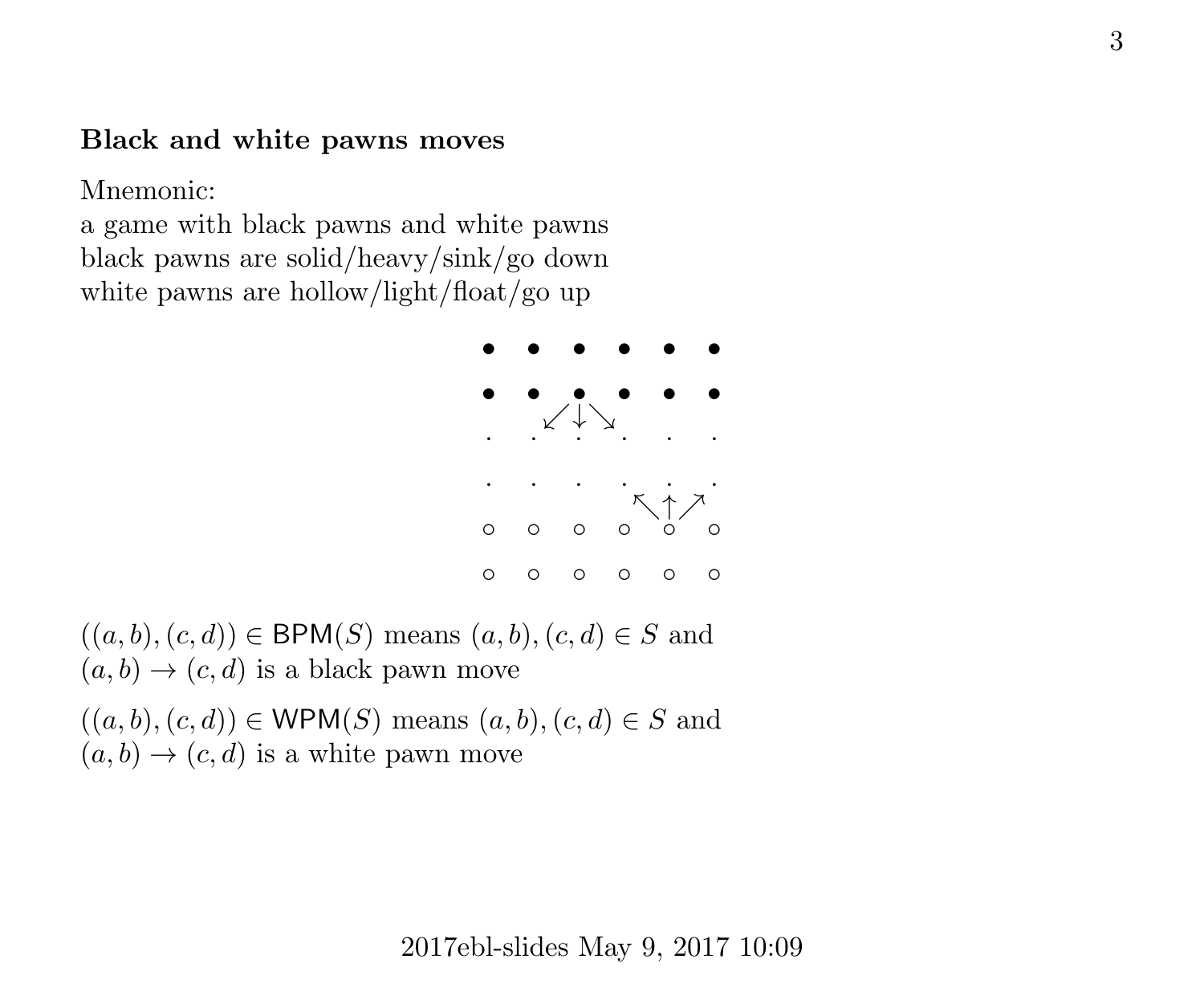**Black and white pawns moves**

Mnemonic:
a game with black pawns and white pawns
black pawns are solid/heavy/sink/go down
white pawns are hollow/light/float/go up

$$
\begin{array}{cccccc}
\bullet & \bullet & \bullet & \bullet & \bullet & \bullet \\
\bullet & \bullet & \bullet & \bullet & \bullet & \bullet \\
 & \swarrow & \downarrow & \searrow & & \\
. & . & . & . & . & . \\
. & . & . & . & . & . \\
 & & & \nwarrow & \uparrow & \nearrow \\
\circ & \circ & \circ & \circ & \circ & \circ \\
\circ & \circ & \circ & \circ & \circ & \circ
\end{array}
$$

$((a, b), (c, d)) \in \mathsf{BPM}(S)$ means $(a, b), (c, d) \in S$ and $(a, b) \to (c, d)$ is a black pawn move

$((a, b), (c, d)) \in \mathsf{WPM}(S)$ means $(a, b), (c, d) \in S$ and $(a, b) \to (c, d)$ is a white pawn move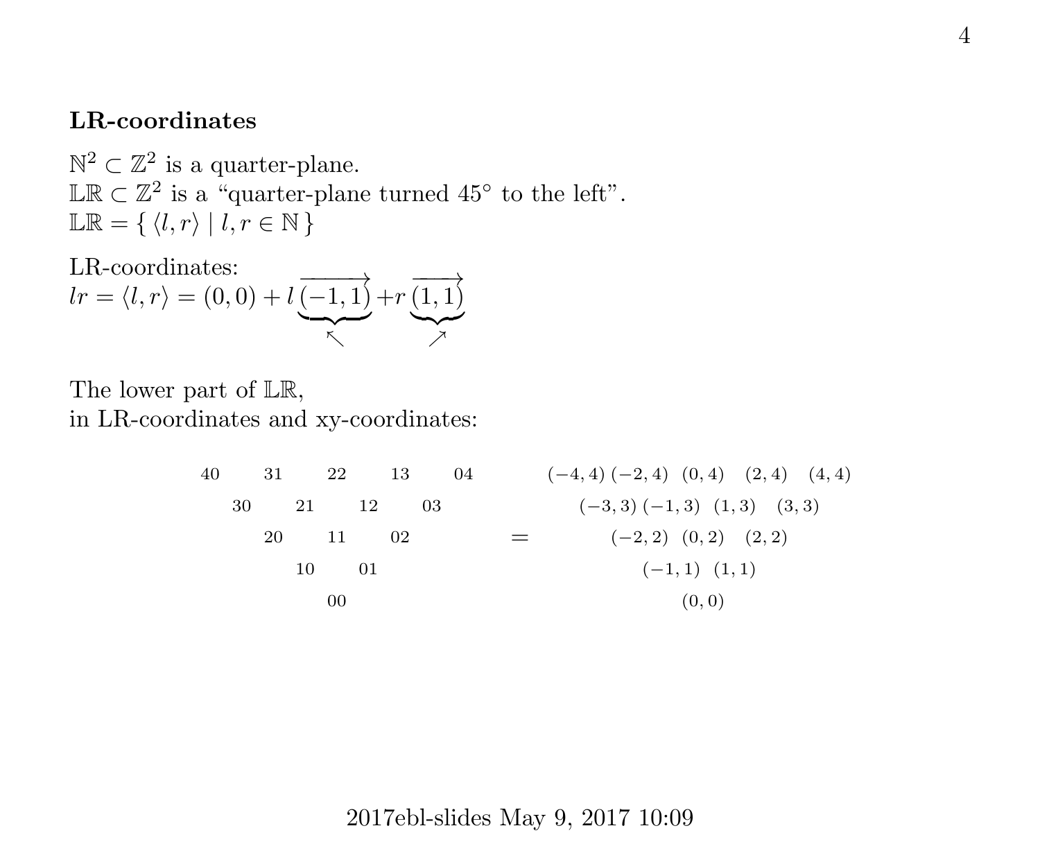**LR-coordinates**

$\mathbb{N}^2 \subset \mathbb{Z}^2$ is a quarter-plane.
$\mathbb{LR} \subset \mathbb{Z}^2$ is a "quarter-plane turned 45° to the left".
$\mathbb{LR} = \{ \langle l, r \rangle \mid l, r \in \mathbb{N} \}$

LR-coordinates:

$$lr = \langle l, r \rangle = (0,0) + l \underbrace{\overrightarrow{(-1,1)}}_{\nwarrow} + r \underbrace{\overrightarrow{(1,1)}}_{\nearrow}$$

The lower part of $\mathbb{LR}$,
in LR-coordinates and xy-coordinates:

```
40    31    22    13    04            (-4,4) (-2,4)  (0,4)  (2,4)  (4,4)
   30    21    12    03                   (-3,3) (-1,3)  (1,3)  (3,3)
      20    11    02            =               (-2,2)  (0,2)  (2,2)
         10    01                                  (-1,1)  (1,1)
            00                                         (0,0)
```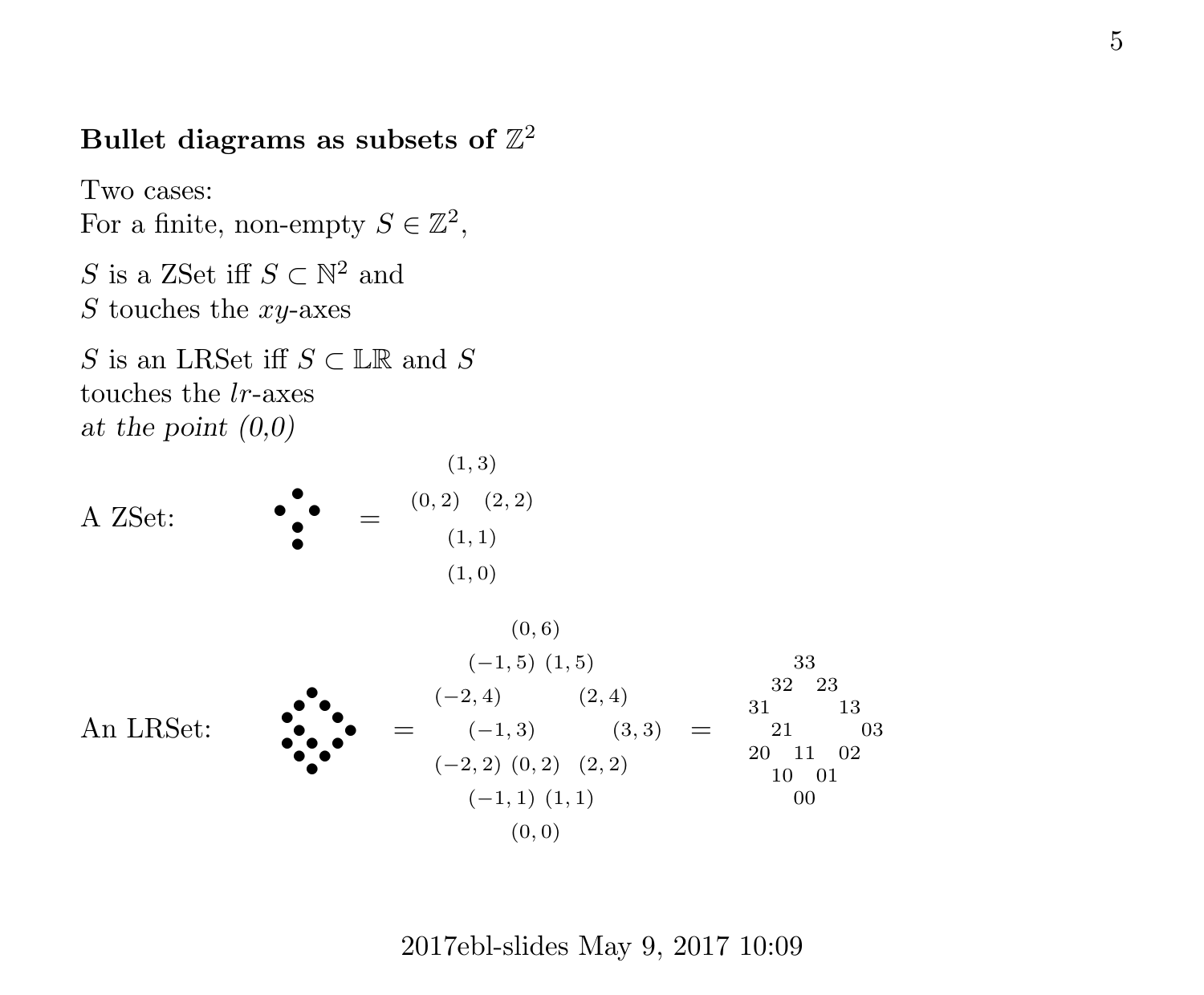**Bullet diagrams as subsets of $\mathbb{Z}^2$**

Two cases:
For a finite, non-empty $S \in \mathbb{Z}^2$,

$S$ is a ZSet iff $S \subset \mathbb{N}^2$ and
$S$ touches the $xy$-axes

$S$ is an LRSet iff $S \subset \mathbb{LR}$ and $S$
touches the $lr$-axes
*at the point (0,0)*

A ZSet:

```
  •          (1,3)
•   •    (0,2)   (2,2)
  •    =     (1,1)
  •          (1,0)
```

An LRSet:

```
                       (0,6)                             33
                 (-1,5) (1,5)                          32  23
    •         (-2,4)          (2,4)                  31      13
   • •          (-1,3)           (3,3)                 21      03
  •   •   =  (-2,2) (0,2) (2,2)            =         20  11  02
  • •  •          (-1,1) (1,1)                         10  01
  • • •               (0,0)                              00
   • •
    •
```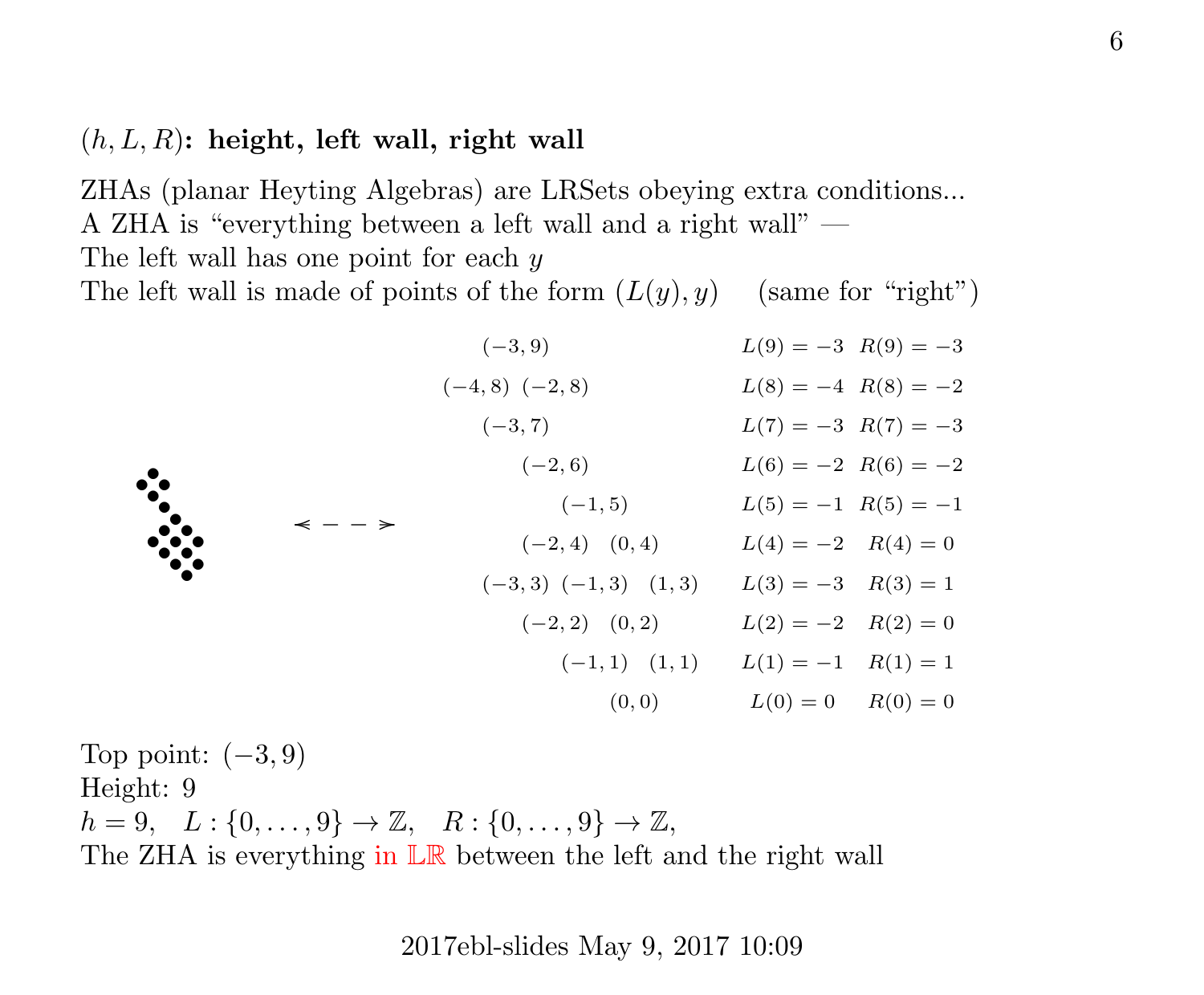**$(h, L, R)$: height, left wall, right wall**

ZHAs (planar Heyting Algebras) are LRSets obeying extra conditions...
A ZHA is "everything between a left wall and a right wall" —
The left wall has one point for each $y$
The left wall is made of points of the form $(L(y), y)$ (same for "right")

$\longleftarrow - - \longrightarrow$

| Points | $L$ | $R$ |
|---|---|---|
| $(-3,9)$ | $L(9) = -3$ | $R(9) = -3$ |
| $(-4,8)$ $(-2,8)$ | $L(8) = -4$ | $R(8) = -2$ |
| $(-3,7)$ | $L(7) = -3$ | $R(7) = -3$ |
| $(-2,6)$ | $L(6) = -2$ | $R(6) = -2$ |
| $(-1,5)$ | $L(5) = -1$ | $R(5) = -1$ |
| $(-2,4)$ $(0,4)$ | $L(4) = -2$ | $R(4) = 0$ |
| $(-3,3)$ $(-1,3)$ $(1,3)$ | $L(3) = -3$ | $R(3) = 1$ |
| $(-2,2)$ $(0,2)$ | $L(2) = -2$ | $R(2) = 0$ |
| $(-1,1)$ $(1,1)$ | $L(1) = -1$ | $R(1) = 1$ |
| $(0,0)$ | $L(0) = 0$ | $R(0) = 0$ |

Top point: $(-3, 9)$
Height: 9
$h = 9, \quad L : \{0, \ldots, 9\} \to \mathbb{Z}, \quad R : \{0, \ldots, 9\} \to \mathbb{Z},$
The ZHA is everything in $\mathbb{LR}$ between the left and the right wall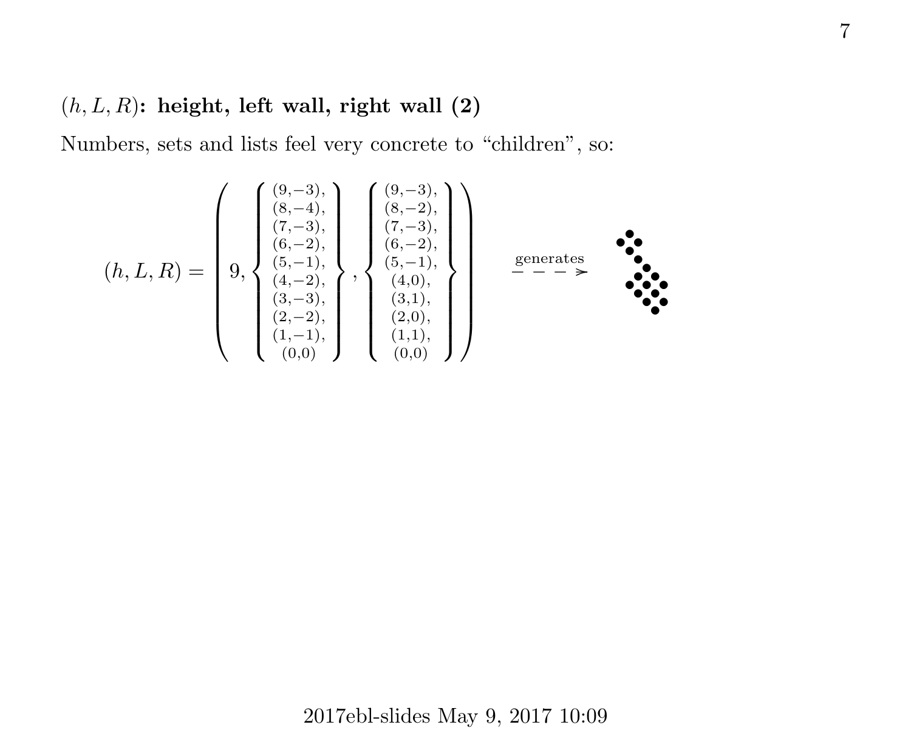## $(h, L, R)$: height, left wall, right wall (2)

Numbers, sets and lists feel very concrete to “children”, so:

$$(h,L,R) = \left( 9, \left\{ \begin{matrix} (9,-3), \\ (8,-4), \\ (7,-3), \\ (6,-2), \\ (5,-1), \\ (4,-2), \\ (3,-3), \\ (2,-2), \\ (1,-1), \\ (0,0) \end{matrix} \right\}, \left\{ \begin{matrix} (9,-3), \\ (8,-2), \\ (7,-3), \\ (6,-2), \\ (5,-1), \\ (4,0), \\ (3,1), \\ (2,0), \\ (1,1), \\ (0,0) \end{matrix} \right\} \right) \overset{\text{generates}}{\dashrightarrow}$$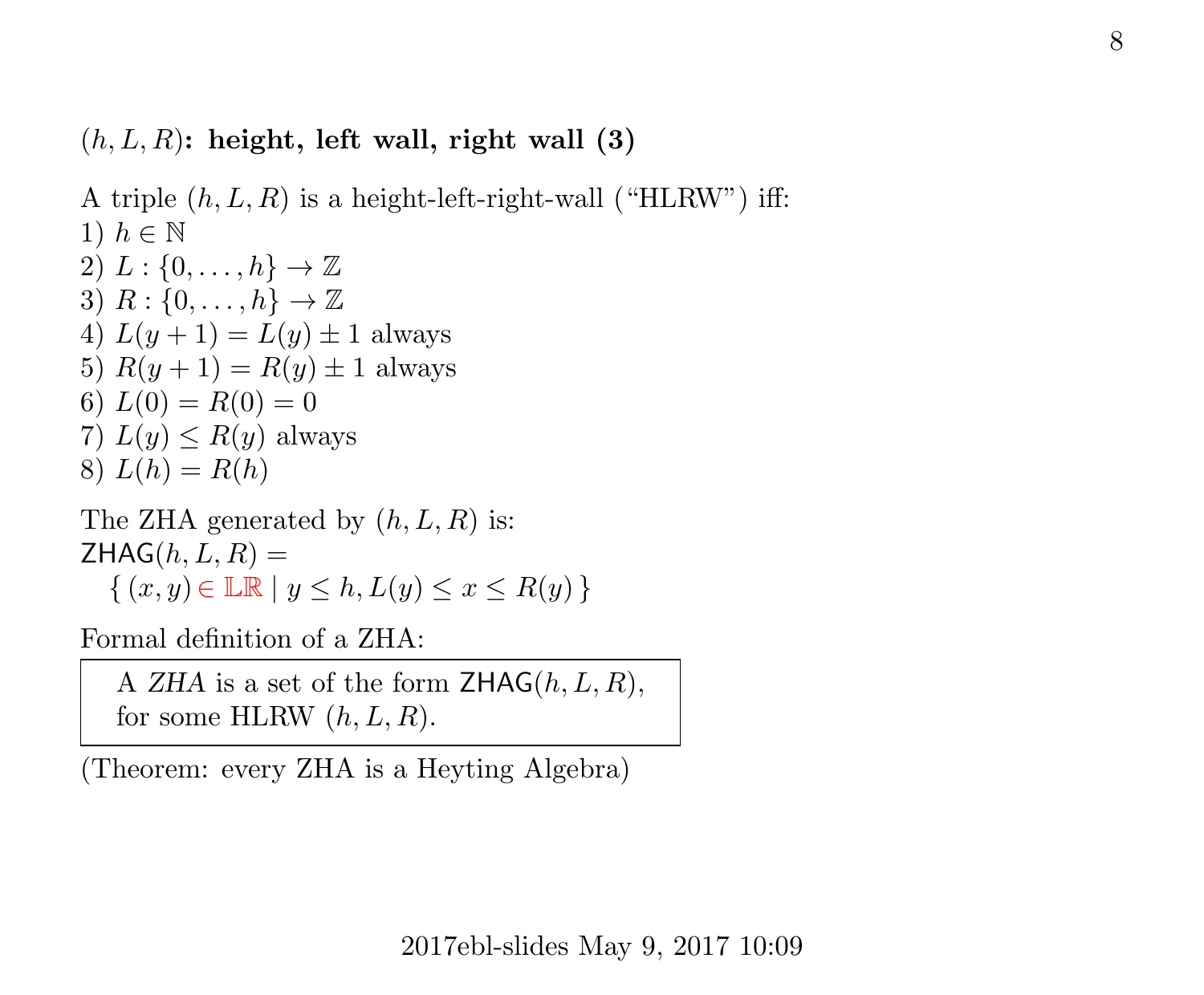## $(h, L, R)$: height, left wall, right wall (3)

A triple $(h, L, R)$ is a height-left-right-wall ("HLRW") iff:
1) $h \in \mathbb{N}$
2) $L : \{0, \ldots, h\} \to \mathbb{Z}$
3) $R : \{0, \ldots, h\} \to \mathbb{Z}$
4) $L(y+1) = L(y) \pm 1$ always
5) $R(y+1) = R(y) \pm 1$ always
6) $L(0) = R(0) = 0$
7) $L(y) \leq R(y)$ always
8) $L(h) = R(h)$

The ZHA generated by $(h, L, R)$ is:
$\mathsf{ZHAG}(h, L, R) =$
$\quad \{ (x, y) \in \mathbb{LR} \mid y \leq h, L(y) \leq x \leq R(y) \}$

Formal definition of a ZHA:

> A *ZHA* is a set of the form $\mathsf{ZHAG}(h, L, R)$, for some HLRW $(h, L, R)$.

(Theorem: every ZHA is a Heyting Algebra)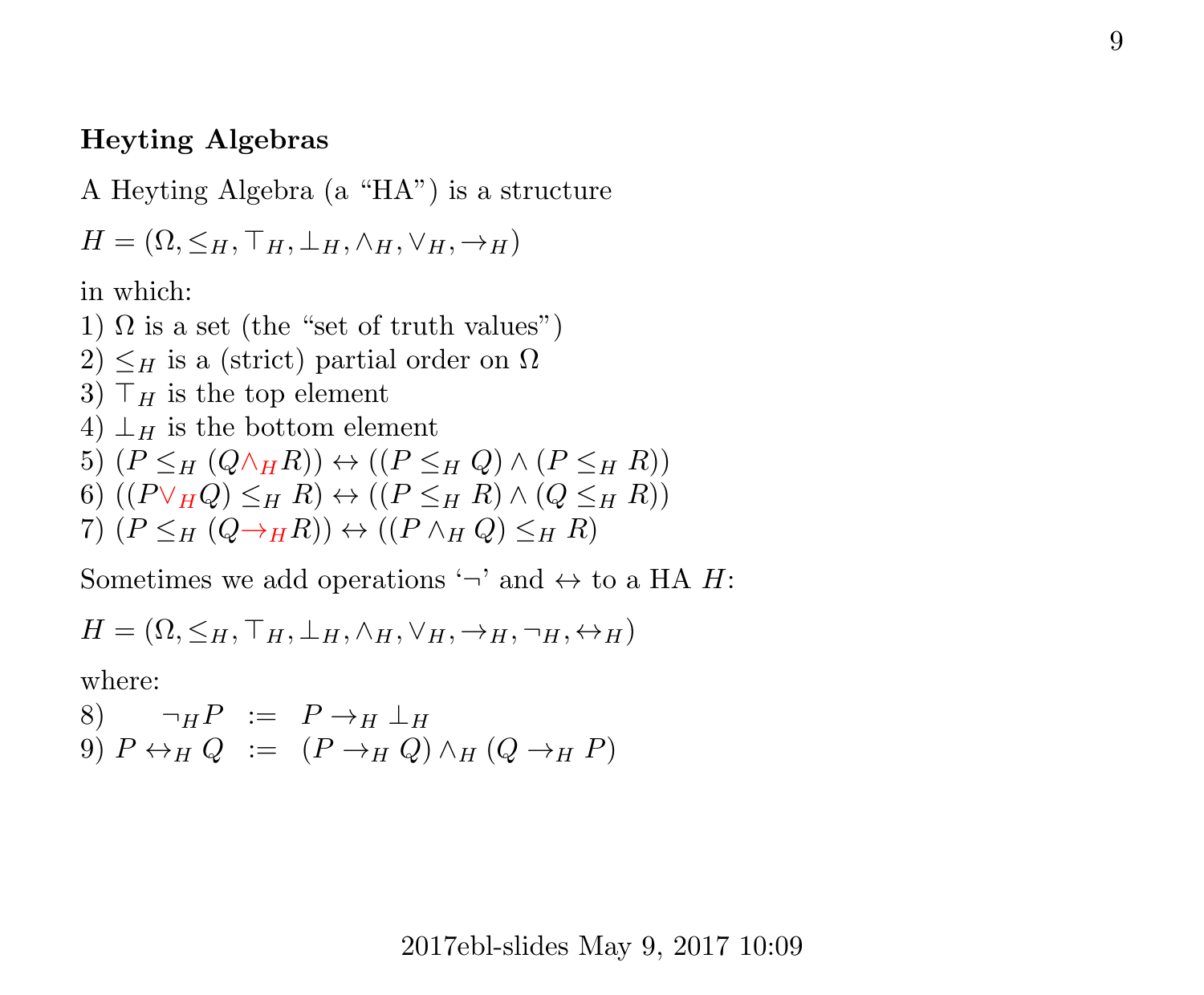## Heyting Algebras

A Heyting Algebra (a "HA") is a structure

$H = (\Omega, \leq_H, \top_H, \bot_H, \wedge_H, \vee_H, \to_H)$

in which:
1) $\Omega$ is a set (the "set of truth values")
2) $\leq_H$ is a (strict) partial order on $\Omega$
3) $\top_H$ is the top element
4) $\bot_H$ is the bottom element
5) $(P \leq_H (Q \wedge_H R)) \leftrightarrow ((P \leq_H Q) \wedge (P \leq_H R))$
6) $((P \vee_H Q) \leq_H R) \leftrightarrow ((P \leq_H R) \wedge (Q \leq_H R))$
7) $(P \leq_H (Q \to_H R)) \leftrightarrow ((P \wedge_H Q) \leq_H R)$

Sometimes we add operations '$\neg$' and $\leftrightarrow$ to a HA $H$:

$H = (\Omega, \leq_H, \top_H, \bot_H, \wedge_H, \vee_H, \to_H, \neg_H, \leftrightarrow_H)$

where:
8) $\neg_H P \;:=\; P \to_H \bot_H$
9) $P \leftrightarrow_H Q \;:=\; (P \to_H Q) \wedge_H (Q \to_H P)$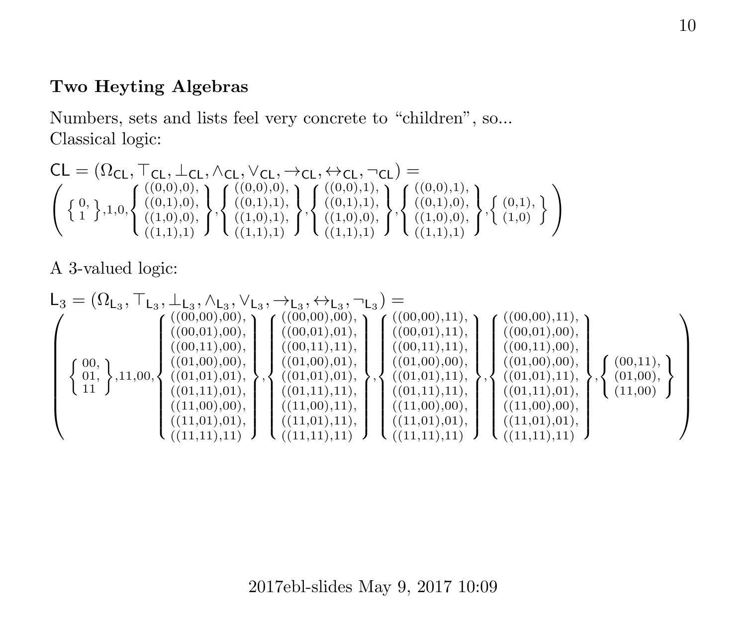### Two Heyting Algebras

Numbers, sets and lists feel very concrete to "children", so...
Classical logic:

$$\mathsf{CL} = (\Omega_{\mathsf{CL}}, \top_{\mathsf{CL}}, \bot_{\mathsf{CL}}, \wedge_{\mathsf{CL}}, \vee_{\mathsf{CL}}, \to_{\mathsf{CL}}, \leftrightarrow_{\mathsf{CL}}, \neg_{\mathsf{CL}}) =$$

$$\left( \left\{ \begin{matrix} 0, \\ 1 \end{matrix} \right\}, 1, 0, \left\{ \begin{matrix} ((0,0),0), \\ ((0,1),0), \\ ((1,0),0), \\ ((1,1),1) \end{matrix} \right\}, \left\{ \begin{matrix} ((0,0),0), \\ ((0,1),1), \\ ((1,0),1), \\ ((1,1),1) \end{matrix} \right\}, \left\{ \begin{matrix} ((0,0),1), \\ ((0,1),1), \\ ((1,0),0), \\ ((1,1),1) \end{matrix} \right\}, \left\{ \begin{matrix} ((0,0),1), \\ ((0,1),0), \\ ((1,0),0), \\ ((1,1),1) \end{matrix} \right\}, \left\{ \begin{matrix} (0,1), \\ (1,0) \end{matrix} \right\} \right)$$

A 3-valued logic:

$$\mathsf{L}_3 = (\Omega_{\mathsf{L}_3}, \top_{\mathsf{L}_3}, \bot_{\mathsf{L}_3}, \wedge_{\mathsf{L}_3}, \vee_{\mathsf{L}_3}, \to_{\mathsf{L}_3}, \leftrightarrow_{\mathsf{L}_3}, \neg_{\mathsf{L}_3}) =$$

$$\left( \left\{ \begin{matrix} 00, \\ 01, \\ 11 \end{matrix} \right\}, 11, 00, \left\{ \begin{matrix} ((00,00),00), \\ ((00,01),00), \\ ((00,11),00), \\ ((01,00),00), \\ ((01,01),01), \\ ((01,11),01), \\ ((11,00),00), \\ ((11,01),01), \\ ((11,11),11) \end{matrix} \right\}, \left\{ \begin{matrix} ((00,00),00), \\ ((00,01),01), \\ ((00,11),11), \\ ((01,00),01), \\ ((01,01),01), \\ ((01,11),11), \\ ((11,00),11), \\ ((11,01),11), \\ ((11,11),11) \end{matrix} \right\}, \left\{ \begin{matrix} ((00,00),11), \\ ((00,01),11), \\ ((00,11),11), \\ ((01,00),00), \\ ((01,01),11), \\ ((01,11),11), \\ ((11,00),00), \\ ((11,01),01), \\ ((11,11),11) \end{matrix} \right\}, \left\{ \begin{matrix} ((00,00),11), \\ ((00,01),00), \\ ((00,11),00), \\ ((01,00),00), \\ ((01,01),11), \\ ((01,11),01), \\ ((11,00),00), \\ ((11,01),01), \\ ((11,11),11) \end{matrix} \right\}, \left\{ \begin{matrix} (00,11), \\ (01,00), \\ (11,00) \end{matrix} \right\} \right)$$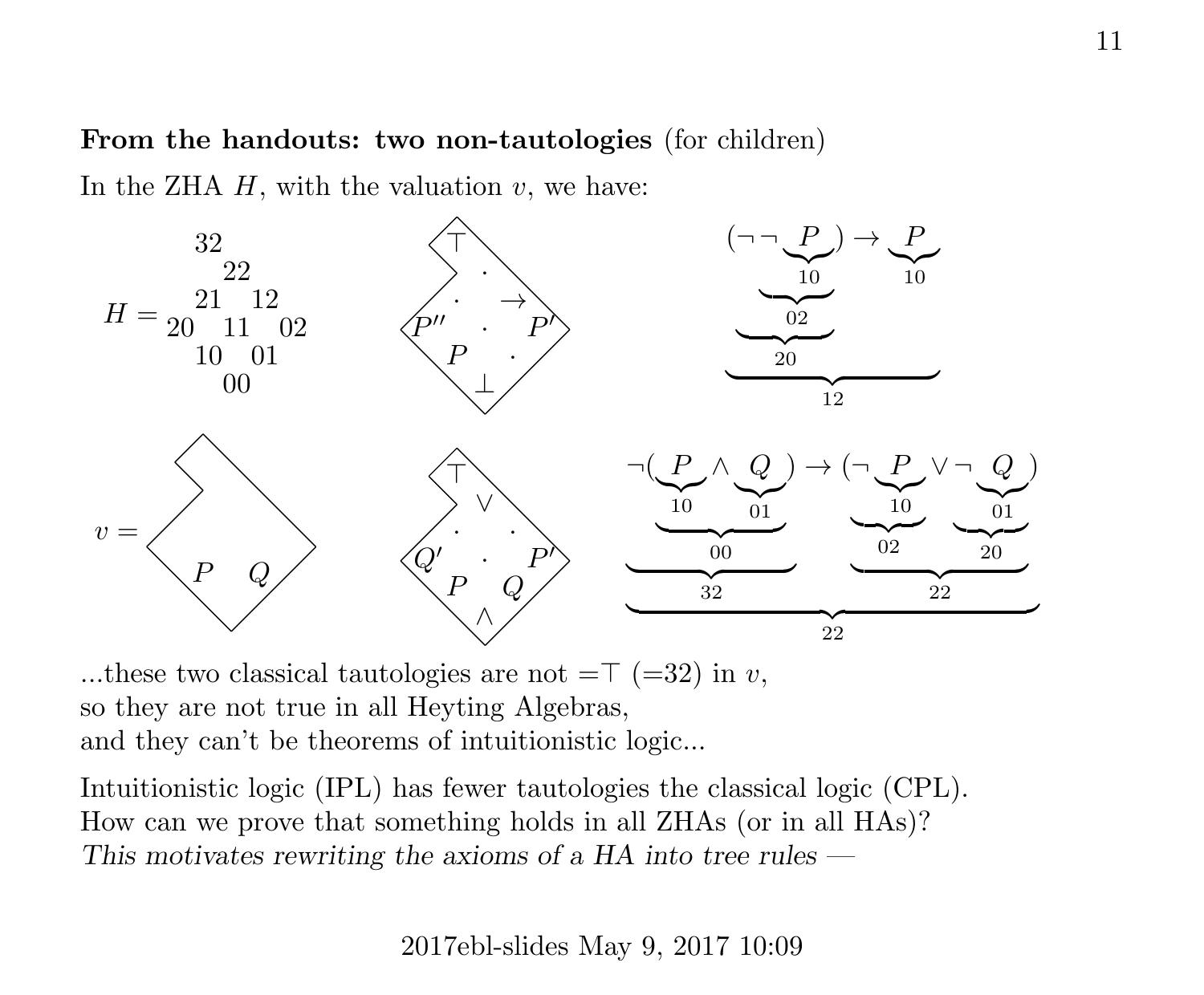**From the handouts: two non-tautologies** (for children)

In the ZHA $H$, with the valuation $v$, we have:

$$H = \begin{matrix} 32 & & \\ & 22 & \\ 21 & & 12 \\ 20 \quad 11 \quad 02 \\ 10 & & 01 \\ & 00 & \end{matrix}$$

$$(\neg\neg \underbrace{P}_{10}) \to \underbrace{P}_{10}$$

with $\neg P = 02$, $\neg\neg P = 20$, and the whole expression $= 12$.

$$\neg(\underbrace{P}_{10} \land \underbrace{Q}_{01}) \to (\neg \underbrace{P}_{10} \lor \neg \underbrace{Q}_{01})$$

with $P \land Q = 00$, $\neg(P \land Q) = 32$, $\neg P = 02$, $\neg Q = 20$, $\neg P \lor \neg Q = 22$, and the whole expression $= 22$.

...these two classical tautologies are not $=\top$ ($=32$) in $v$, so they are not true in all Heyting Algebras, and they can't be theorems of intuitionistic logic...

Intuitionistic logic (IPL) has fewer tautologies the classical logic (CPL). How can we prove that something holds in all ZHAs (or in all HAs)?

*This motivates rewriting the axioms of a HA into tree rules —*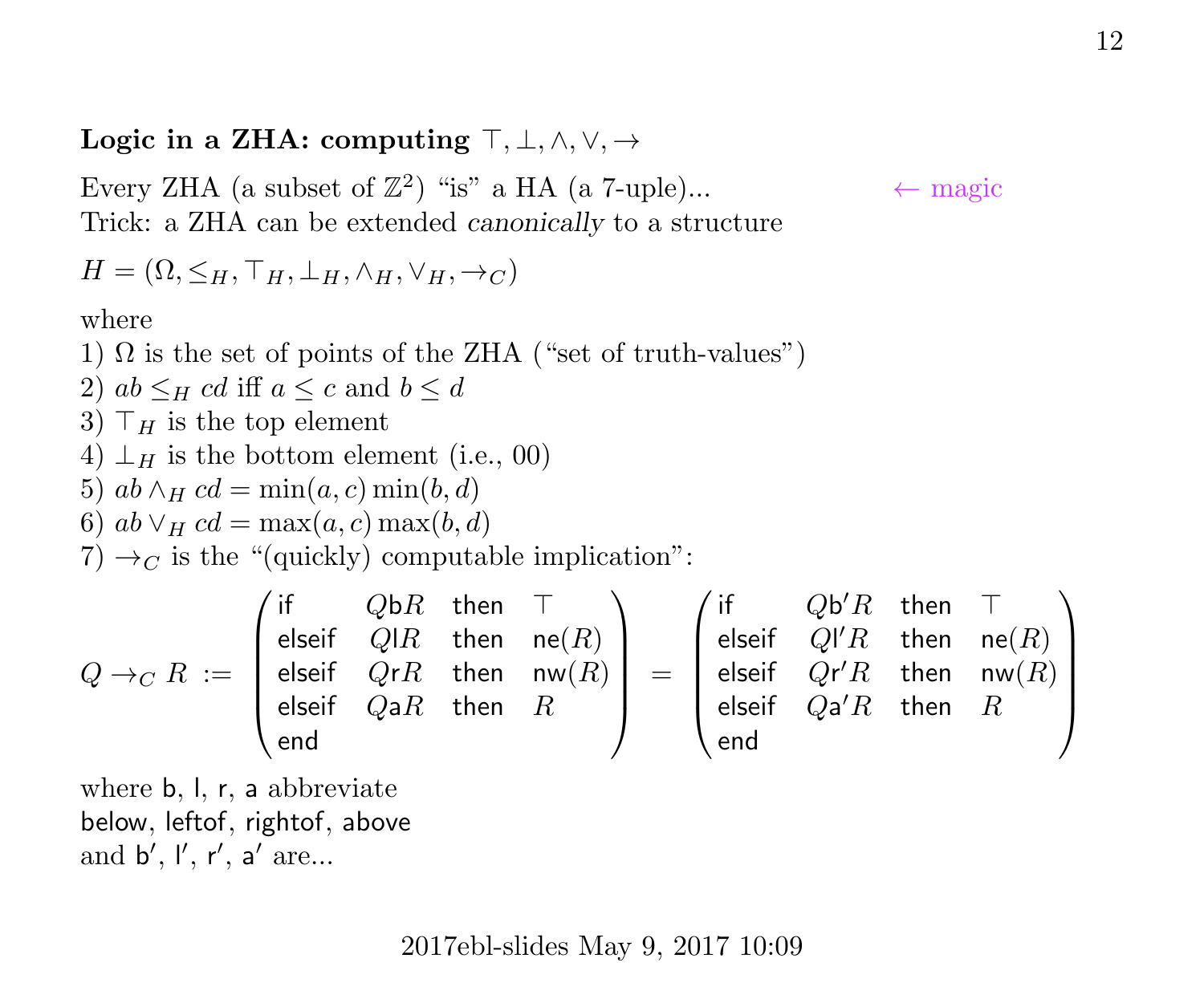**Logic in a ZHA: computing $\top, \bot, \wedge, \vee, \to$**

Every ZHA (a subset of $\mathbb{Z}^2$) "is" a HA (a 7-uple)... ← magic
Trick: a ZHA can be extended *canonically* to a structure

$H = (\Omega, \leq_H, \top_H, \bot_H, \wedge_H, \vee_H, \to_C)$

where
1) $\Omega$ is the set of points of the ZHA ("set of truth-values")
2) $ab \leq_H cd$ iff $a \leq c$ and $b \leq d$
3) $\top_H$ is the top element
4) $\bot_H$ is the bottom element (i.e., 00)
5) $ab \wedge_H cd = \min(a, c) \min(b, d)$
6) $ab \vee_H cd = \max(a, c) \max(b, d)$
7) $\to_C$ is the "(quickly) computable implication":

$$Q \to_C R \;:=\; \begin{pmatrix} \mathsf{if} & Q\mathsf{b}R & \mathsf{then} & \top \\ \mathsf{elseif} & Q\mathsf{l}R & \mathsf{then} & \mathsf{ne}(R) \\ \mathsf{elseif} & Q\mathsf{r}R & \mathsf{then} & \mathsf{nw}(R) \\ \mathsf{elseif} & Q\mathsf{a}R & \mathsf{then} & R \\ \mathsf{end} \end{pmatrix} = \begin{pmatrix} \mathsf{if} & Q\mathsf{b}'R & \mathsf{then} & \top \\ \mathsf{elseif} & Q\mathsf{l}'R & \mathsf{then} & \mathsf{ne}(R) \\ \mathsf{elseif} & Q\mathsf{r}'R & \mathsf{then} & \mathsf{nw}(R) \\ \mathsf{elseif} & Q\mathsf{a}'R & \mathsf{then} & R \\ \mathsf{end} \end{pmatrix}$$

where $\mathsf{b}$, $\mathsf{l}$, $\mathsf{r}$, $\mathsf{a}$ abbreviate
below, leftof, rightof, above
and $\mathsf{b}'$, $\mathsf{l}'$, $\mathsf{r}'$, $\mathsf{a}'$ are...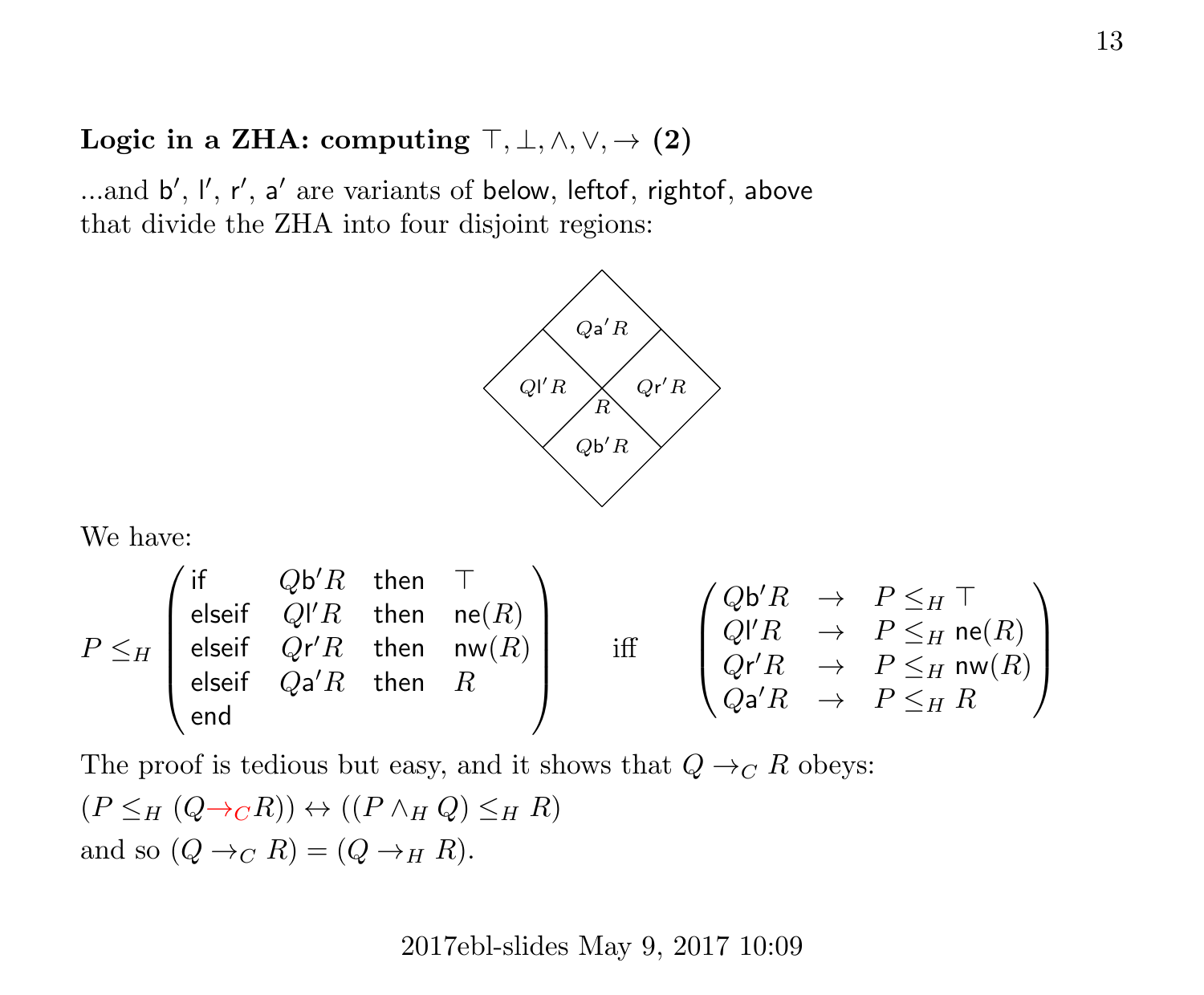**Logic in a ZHA: computing $\top, \bot, \wedge, \vee, \to$ (2)**

...and $\mathsf{b}'$, $\mathsf{l}'$, $\mathsf{r}'$, $\mathsf{a}'$ are variants of $\mathsf{below}$, $\mathsf{leftof}$, $\mathsf{rightof}$, $\mathsf{above}$ that divide the ZHA into four disjoint regions:

We have:

$$P \leq_H \begin{pmatrix} \mathsf{if} & Q\mathsf{b}'R & \mathsf{then} & \top \\ \mathsf{elseif} & Q\mathsf{l}'R & \mathsf{then} & \mathsf{ne}(R) \\ \mathsf{elseif} & Q\mathsf{r}'R & \mathsf{then} & \mathsf{nw}(R) \\ \mathsf{elseif} & Q\mathsf{a}'R & \mathsf{then} & R \\ \mathsf{end} \end{pmatrix} \quad \text{iff} \quad \begin{pmatrix} Q\mathsf{b}'R & \to & P \leq_H \top \\ Q\mathsf{l}'R & \to & P \leq_H \mathsf{ne}(R) \\ Q\mathsf{r}'R & \to & P \leq_H \mathsf{nw}(R) \\ Q\mathsf{a}'R & \to & P \leq_H R \end{pmatrix}$$

The proof is tedious but easy, and it shows that $Q \to_C R$ obeys:

$(P \leq_H (Q {\to_C} R)) \leftrightarrow ((P \wedge_H Q) \leq_H R)$

and so $(Q \to_C R) = (Q \to_H R)$.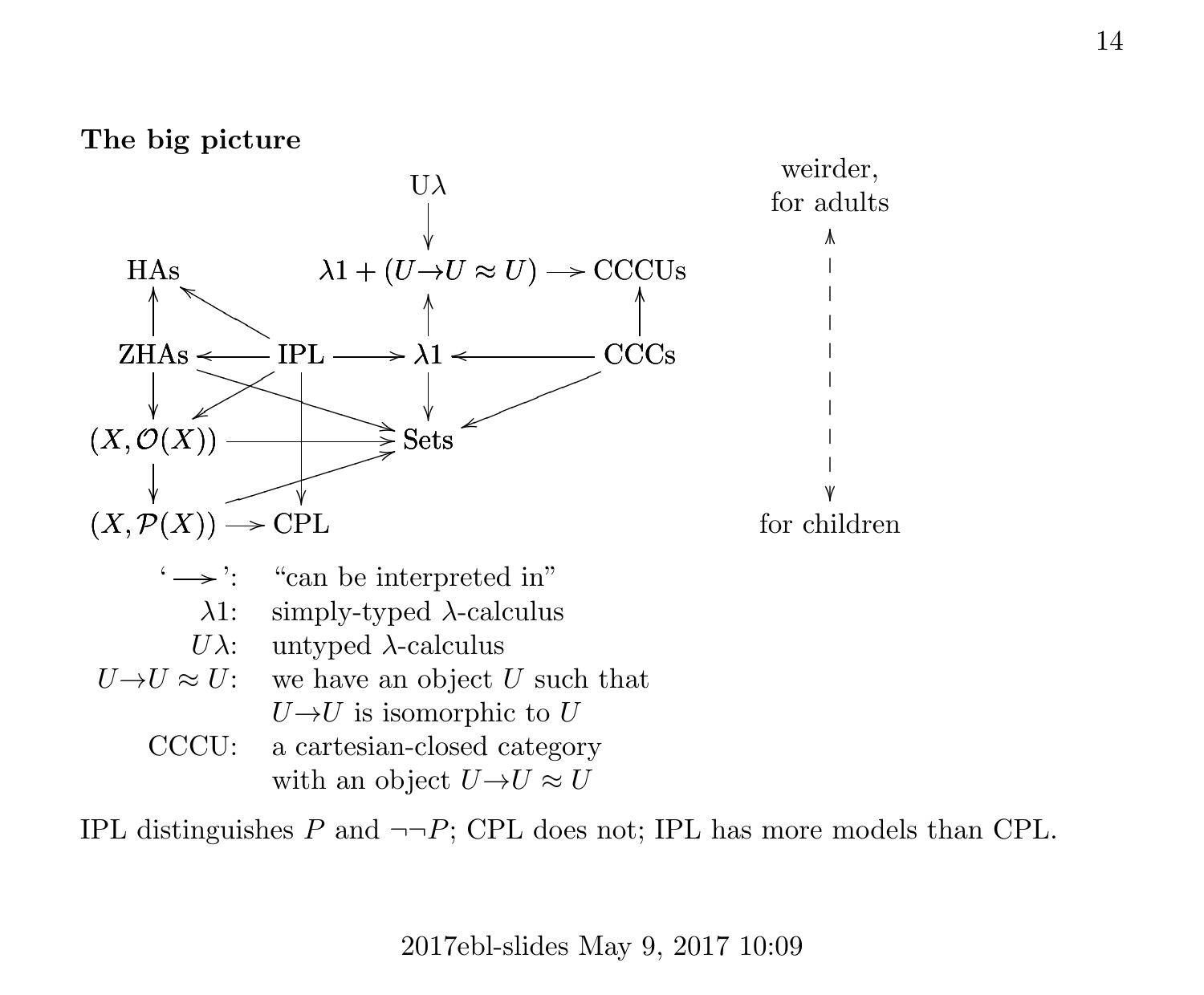**The big picture**

$$
\begin{array}{ccccccc}
 & & & \mathrm{U}\lambda & & & \\
 & & & \downarrow & & & \\
\text{HAs} & & & \lambda 1 + (U{\to}U \approx U) & \longrightarrow & \text{CCCUs} & \\
\uparrow & \nwarrow & & \uparrow & & \uparrow & \\
\text{ZHAs} & \longleftarrow & \text{IPL} & \longrightarrow & \lambda 1 & \longleftarrow & \text{CCCs} \\
\downarrow & \swarrow & \downarrow & \searrow & \downarrow & \swarrow & \\
(X, \mathcal{O}(X)) & & \longrightarrow & & \text{Sets} & & \\
\downarrow & & \downarrow & \nearrow & & & \\
(X, \mathcal{P}(X)) & \longrightarrow & \text{CPL} & & & &
\end{array}
$$

Additional arrows: ZHAs $\to$ Sets, IPL $\to$ Sets.

weirder, for adults

⇕

for children

| | |
|---|---|
| ' $\longrightarrow$ ': | "can be interpreted in" |
| $\lambda 1$: | simply-typed $\lambda$-calculus |
| $U\lambda$: | untyped $\lambda$-calculus |
| $U{\to}U \approx U$: | we have an object $U$ such that $U{\to}U$ is isomorphic to $U$ |
| CCCU: | a cartesian-closed category with an object $U{\to}U \approx U$ |

IPL distinguishes $P$ and $\neg\neg P$; CPL does not; IPL has more models than CPL.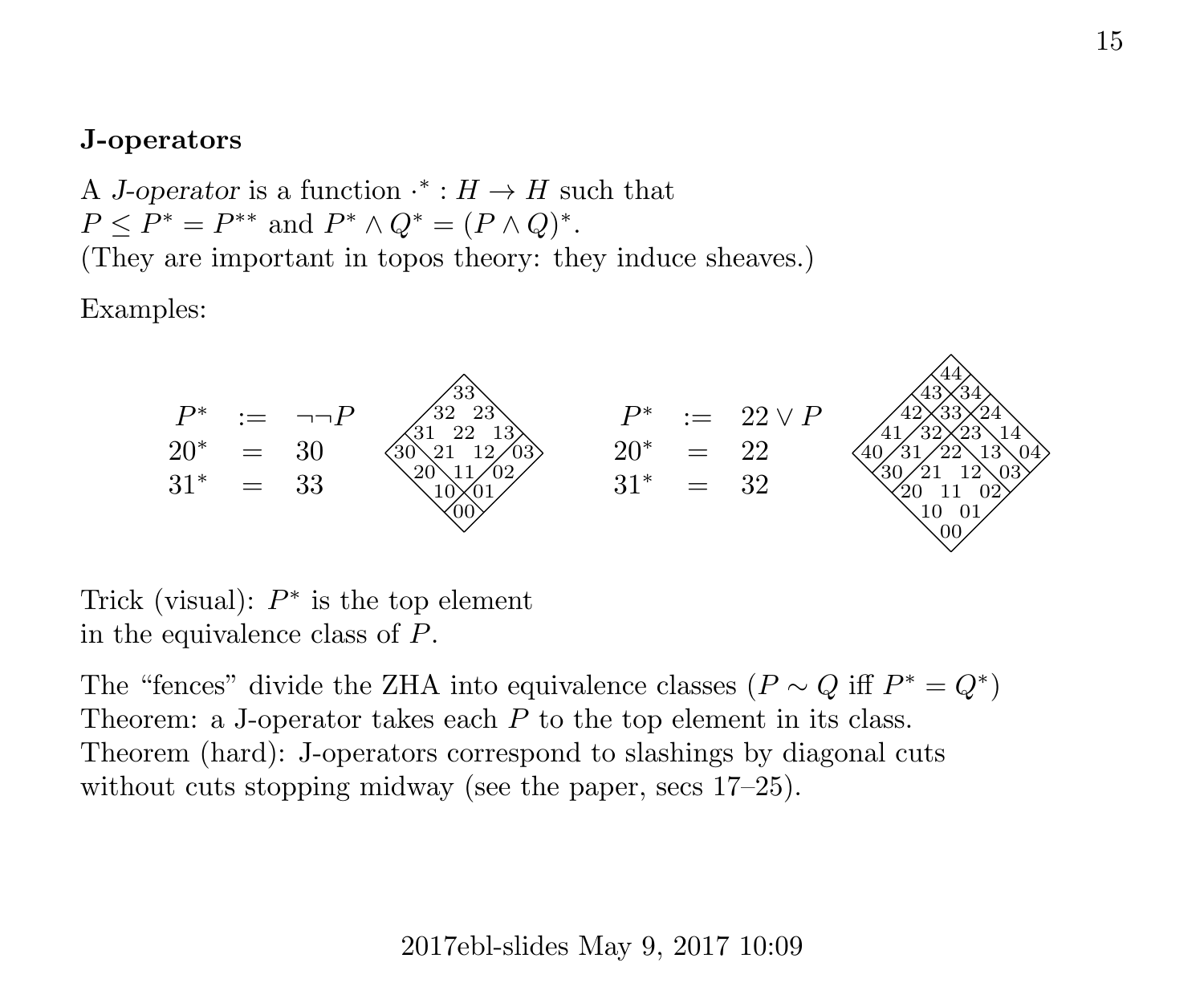**J-operators**

A *J-operator* is a function $\cdot^* : H \to H$ such that
$P \leq P^* = P^{**}$ and $P^* \wedge Q^* = (P \wedge Q)^*$.
(They are important in topos theory: they induce sheaves.)

Examples:

$$\begin{array}{rcl} P^* & := & \neg\neg P \\ 20^* & = & 30 \\ 31^* & = & 33 \end{array} \qquad \begin{array}{rcl} P^* & := & 22 \vee P \\ 20^* & = & 22 \\ 31^* & = & 32 \end{array}$$

Trick (visual): $P^*$ is the top element
in the equivalence class of $P$.

The "fences" divide the ZHA into equivalence classes ($P \sim Q$ iff $P^* = Q^*$)
Theorem: a J-operator takes each $P$ to the top element in its class.
Theorem (hard): J-operators correspond to slashings by diagonal cuts
without cuts stopping midway (see the paper, secs 17–25).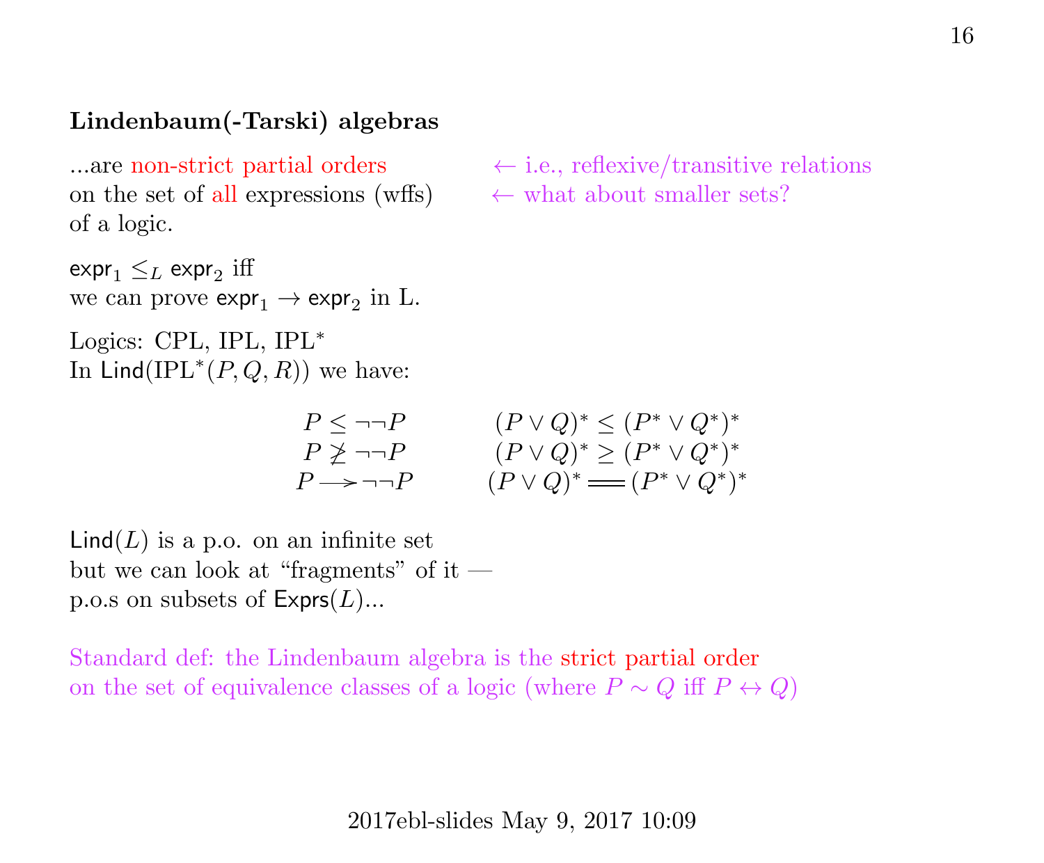**Lindenbaum(-Tarski) algebras**

...are non-strict partial orders ← i.e., reflexive/transitive relations
on the set of all expressions (wffs) ← what about smaller sets?
of a logic.

$\mathsf{expr}_1 \leq_L \mathsf{expr}_2$ iff
we can prove $\mathsf{expr}_1 \to \mathsf{expr}_2$ in L.

Logics: CPL, IPL, IPL$^*$
In $\mathsf{Lind}(\mathrm{IPL}^*(P, Q, R))$ we have:

$$
\begin{array}{cc}
P \leq \neg\neg P & (P \vee Q)^* \leq (P^* \vee Q^*)^* \\
P \not\geq \neg\neg P & (P \vee Q)^* \geq (P^* \vee Q^*)^* \\
P \longrightarrow \neg\neg P & (P \vee Q)^* = (P^* \vee Q^*)^*
\end{array}
$$

$\mathsf{Lind}(L)$ is a p.o. on an infinite set
but we can look at "fragments" of it —
p.o.s on subsets of $\mathsf{Exprs}(L)$...

Standard def: the Lindenbaum algebra is the strict partial order
on the set of equivalence classes of a logic (where $P \sim Q$ iff $P \leftrightarrow Q$)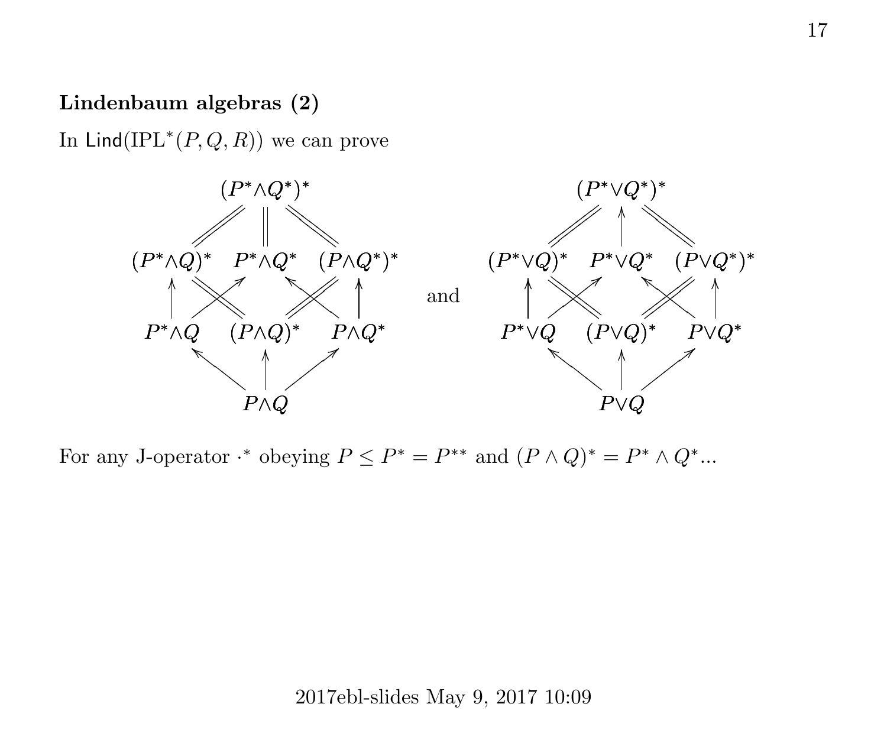### Lindenbaum algebras (2)

In $\mathsf{Lind}(\mathrm{IPL}^*(P, Q, R))$ we can prove

$$
\begin{array}{ccccc}
 & & (P^*{\wedge}Q^*)^* & & \\
 & /\!\!/ & \| & \backslash\!\!\backslash & \\
(P^*{\wedge}Q)^* & & P^*{\wedge}Q^* & & (P{\wedge}Q^*)^* \\
\uparrow & \times & & \times & \uparrow \\
P^*{\wedge}Q & & (P{\wedge}Q)^* & & P{\wedge}Q^* \\
 & \nwarrow & \uparrow & \nearrow & \\
 & & P{\wedge}Q & &
\end{array}
\qquad \text{and} \qquad
\begin{array}{ccccc}
 & & (P^*{\vee}Q^*)^* & & \\
 & /\!\!/ & \uparrow & \backslash\!\!\backslash & \\
(P^*{\vee}Q)^* & & P^*{\vee}Q^* & & (P{\vee}Q^*)^* \\
\uparrow & \times & & \times & \uparrow \\
P^*{\vee}Q & & (P{\vee}Q)^* & & P{\vee}Q^* \\
 & \nwarrow & \uparrow & \nearrow & \\
 & & P{\vee}Q & &
\end{array}
$$

For any J-operator $\cdot^*$ obeying $P \leq P^* = P^{**}$ and $(P \wedge Q)^* = P^* \wedge Q^*$...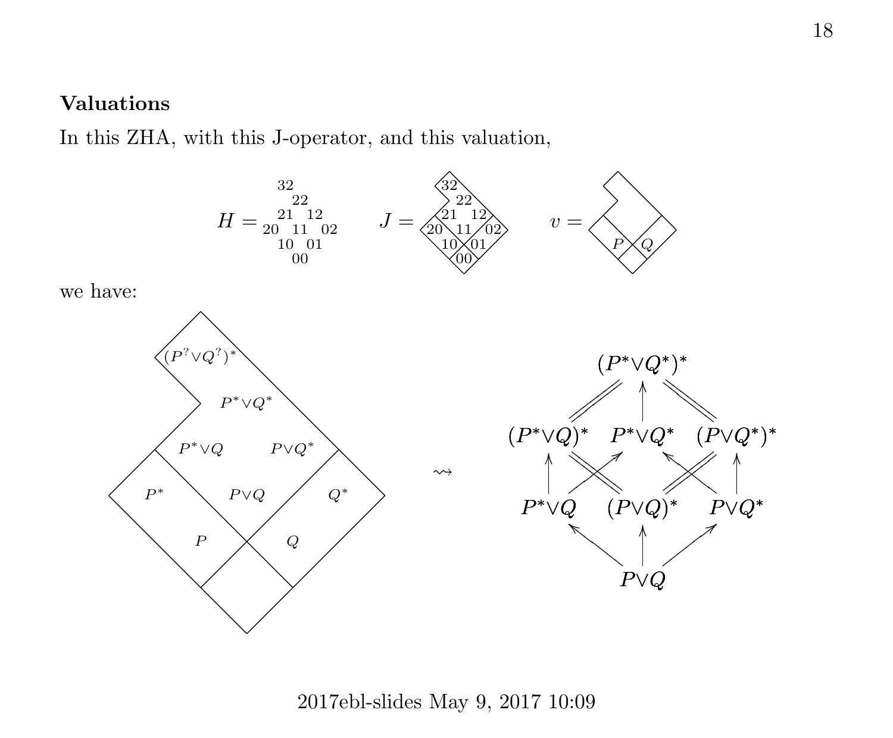**Valuations**

In this ZHA, with this J-operator, and this valuation,

$$H = \begin{matrix} 32 & & \\ & 22 & \\ 21 & & 12 \\ 20 \quad 11 \quad 02 \\ 10 & & 01 \\ & 00 & \end{matrix} \qquad J = \ldots \qquad v = \ldots$$

we have:

$(P^? \vee Q^?)^*$

$P^* \vee Q^*$

$P^* \vee Q$ $\quad P \vee Q^*$

$P^*$ $\quad P \vee Q$ $\quad Q^*$

$P$ $\quad Q$

$\rightsquigarrow$

$(P^* \vee Q^*)^*$

$(P^* \vee Q)^*$ $\quad P^* \vee Q^*$ $\quad (P \vee Q^*)^*$

$P^* \vee Q$ $\quad (P \vee Q)^*$ $\quad P \vee Q^*$

$P \vee Q$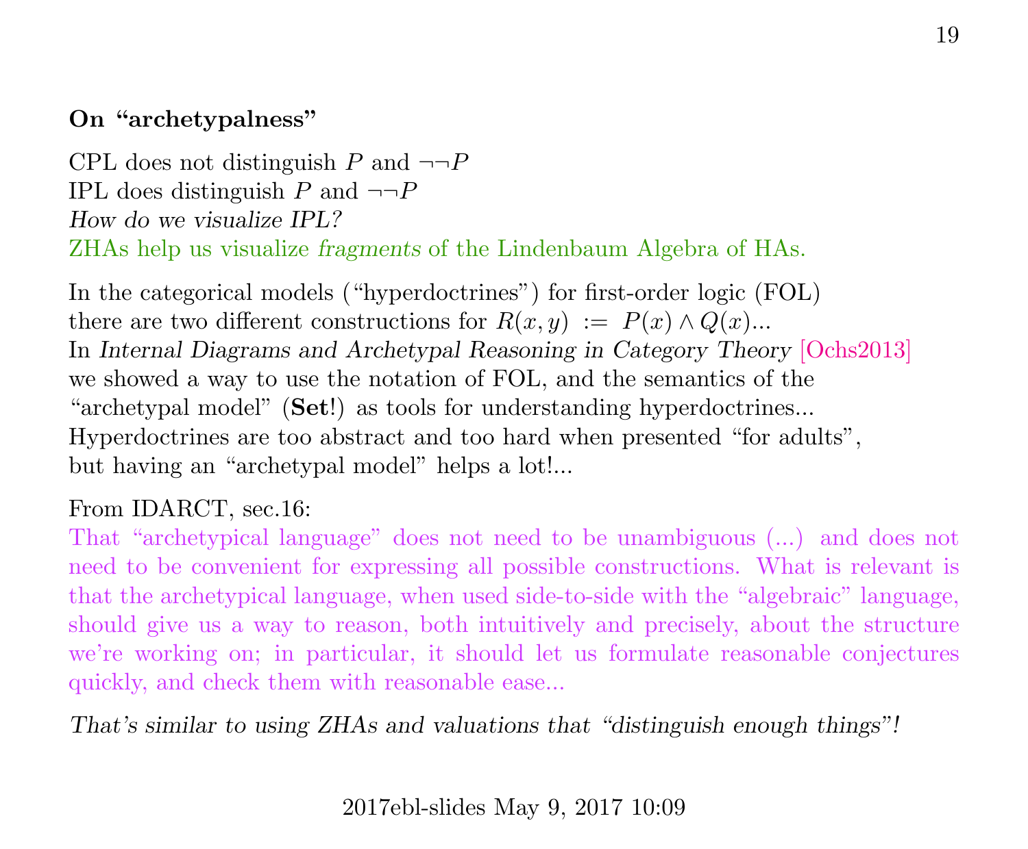**On "archetypalness"**

CPL does not distinguish $P$ and $\neg\neg P$
IPL does distinguish $P$ and $\neg\neg P$
*How do we visualize IPL?*
ZHAs help us visualize *fragments* of the Lindenbaum Algebra of HAs.

In the categorical models ("hyperdoctrines") for first-order logic (FOL)
there are two different constructions for $R(x, y) \; := \; P(x) \land Q(x)$...
In *Internal Diagrams and Archetypal Reasoning in Category Theory* [Ochs2013]
we showed a way to use the notation of FOL, and the semantics of the
"archetypal model" (**Set**!) as tools for understanding hyperdoctrines...
Hyperdoctrines are too abstract and too hard when presented "for adults",
but having an "archetypal model" helps a lot!...

From IDARCT, sec.16:
That "archetypical language" does not need to be unambiguous (...) and does not need to be convenient for expressing all possible constructions. What is relevant is that the archetypical language, when used side-to-side with the "algebraic" language, should give us a way to reason, both intuitively and precisely, about the structure we're working on; in particular, it should let us formulate reasonable conjectures quickly, and check them with reasonable ease...

*That's similar to using ZHAs and valuations that "distinguish enough things"!*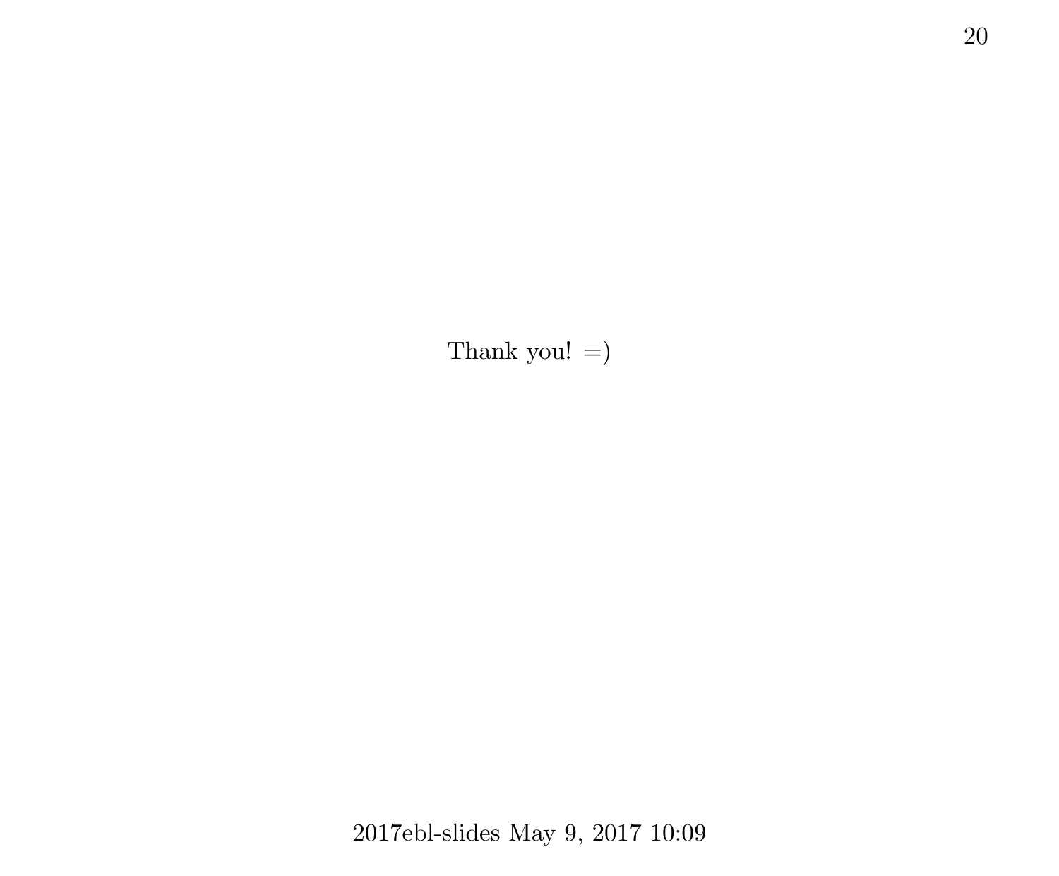Thank you! =)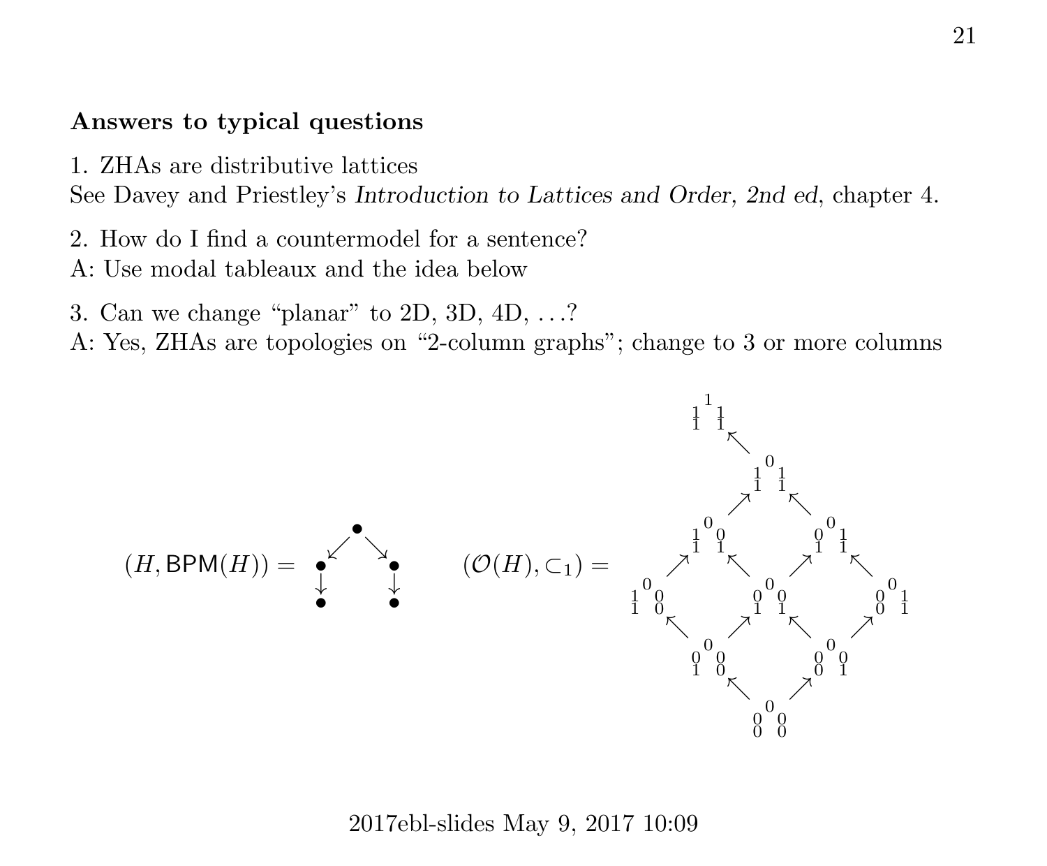**Answers to typical questions**

1. ZHAs are distributive lattices
See Davey and Priestley's *Introduction to Lattices and Order, 2nd ed*, chapter 4.

2. How do I find a countermodel for a sentence?
A: Use modal tableaux and the idea below

3. Can we change "planar" to 2D, 3D, 4D, ...?
A: Yes, ZHAs are topologies on "2-column graphs"; change to 3 or more columns

$(H, \mathsf{BPM}(H)) =$

$(\mathcal{O}(H), \subset_1) =$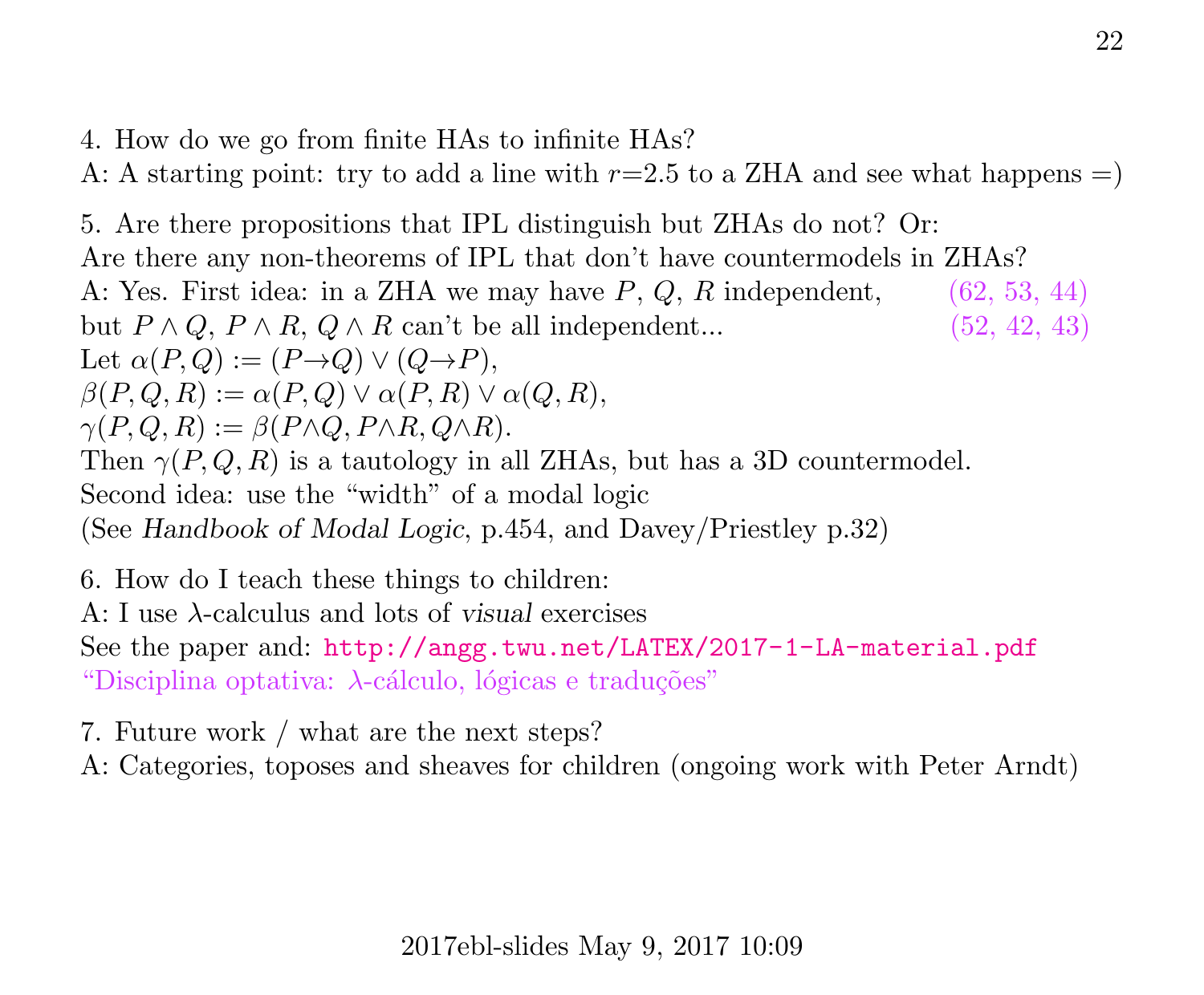4. How do we go from finite HAs to infinite HAs?
A: A starting point: try to add a line with $r{=}2.5$ to a ZHA and see what happens =)

5. Are there propositions that IPL distinguish but ZHAs do not? Or:
Are there any non-theorems of IPL that don't have countermodels in ZHAs?
A: Yes. First idea: in a ZHA we may have $P$, $Q$, $R$ independent, (62, 53, 44)
but $P \land Q$, $P \land R$, $Q \land R$ can't be all independent... (52, 42, 43)
Let $\alpha(P,Q) := (P{\to}Q) \lor (Q{\to}P)$,
$\beta(P,Q,R) := \alpha(P,Q) \lor \alpha(P,R) \lor \alpha(Q,R)$,
$\gamma(P,Q,R) := \beta(P{\land}Q, P{\land}R, Q{\land}R)$.
Then $\gamma(P,Q,R)$ is a tautology in all ZHAs, but has a 3D countermodel.
Second idea: use the "width" of a modal logic
(See *Handbook of Modal Logic*, p.454, and Davey/Priestley p.32)

6. How do I teach these things to children:
A: I use $\lambda$-calculus and lots of *visual* exercises
See the paper and: http://angg.twu.net/LATEX/2017-1-LA-material.pdf
"Disciplina optativa: $\lambda$-cálculo, lógicas e traduções"

7. Future work / what are the next steps?
A: Categories, toposes and sheaves for children (ongoing work with Peter Arndt)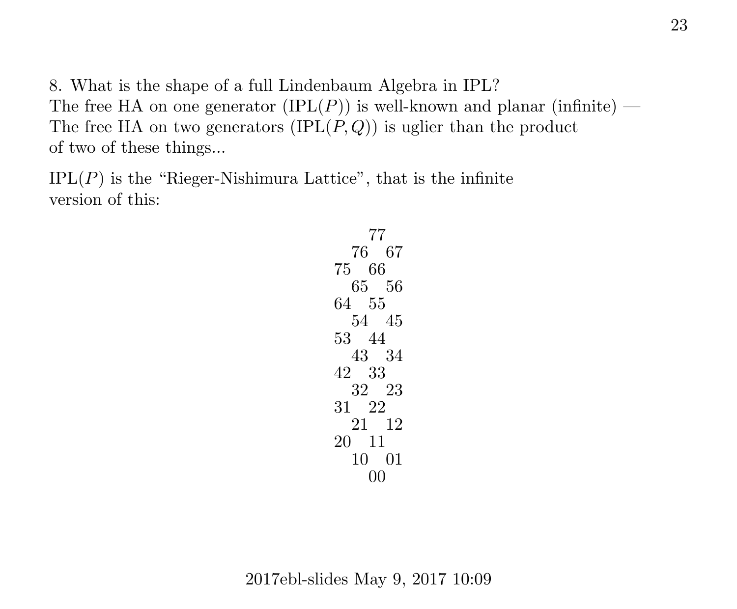8. What is the shape of a full Lindenbaum Algebra in IPL?
The free HA on one generator (IPL($P$)) is well-known and planar (infinite) —
The free HA on two generators (IPL($P, Q$)) is uglier than the product of two of these things...

IPL($P$) is the "Rieger-Nishimura Lattice", that is the infinite version of this:

```
      77
   76    67
75    66
   65    56
64    55
   54    45
53    44
   43    34
42    33
   32    23
31    22
   21    12
20    11
   10    01
      00
```